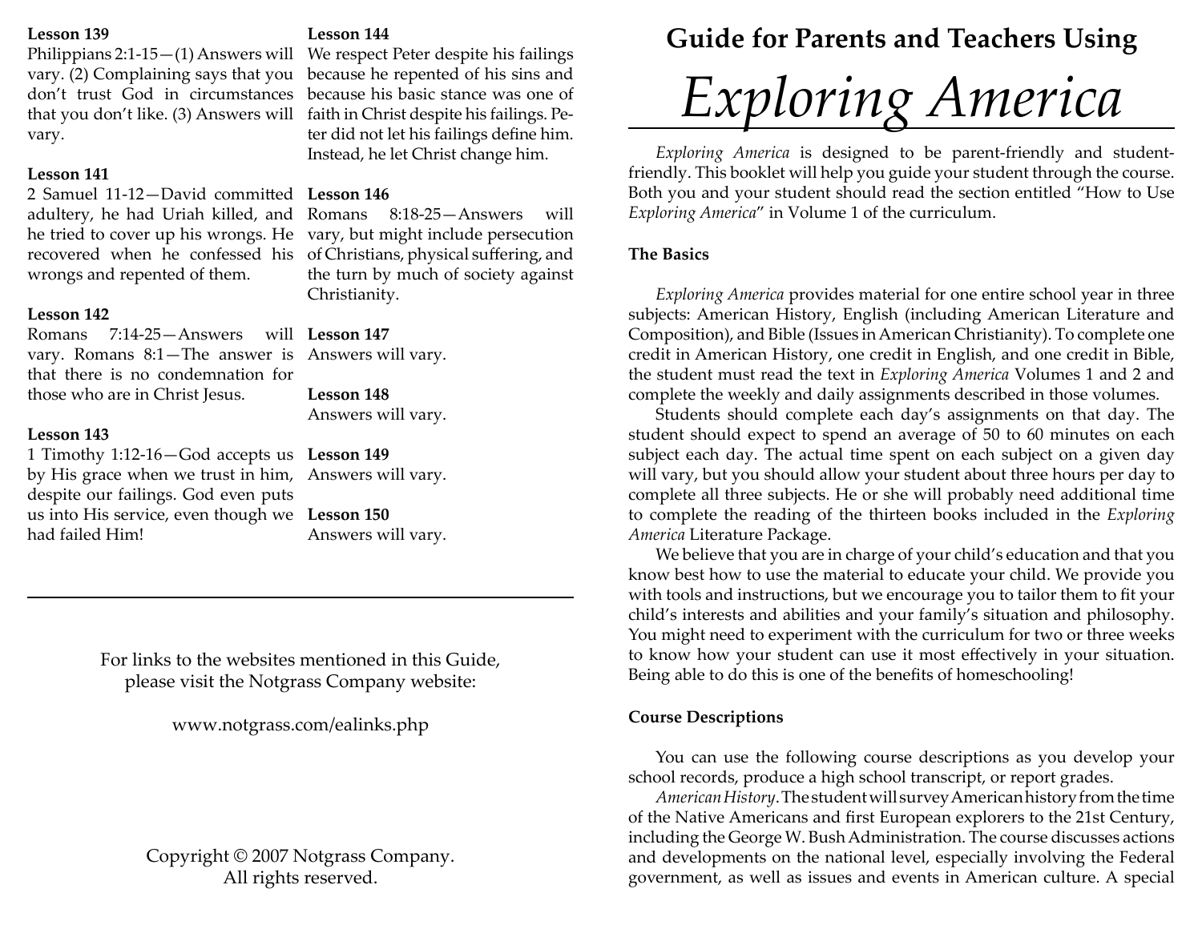**Lesson 139**

Philippians 2:1-15—(1) Answers will vary. (2) Complaining says that you don't trust God in circumstances that you don't like. (3) Answers will vary.

**Lesson 141**

2 Samuel 11-12—David committed adultery, he had Uriah killed, and he tried to cover up his wrongs. He recovered when he confessed his wrongs and repented of them.

**Lesson 142**

Romans 7:14-25—Answers will vary. Romans 8:1—The answer is that there is no condemnation for those who are in Christ Jesus.

**Lesson 143**

1 Timothy 1:12-16—God accepts us by His grace when we trust in him, despite our failings. God even puts us into His service, even though we had failed Him!

**Lesson 144**

We respect Peter despite his failings because he repented of his sins and because his basic stance was one of faith in Christ despite his failings. Peter did not let his failings define him. Instead, he let Christ change him.

**Lesson 146**

Romans 8:18-25—Answers will vary, but might include persecution of Christians, physical suffering, and the turn by much of society against Christianity.

**Lesson 147**

Answers will vary.

**Lesson 148**

Answers will vary.

**Lesson 149**

Answers will vary.

**Lesson 150**

Answers will vary.

---

For links to the websites mentioned in this Guide, please visit the Notgrass Company website:

www.notgrass.com/ealinks.php

Copyright © 2007 Notgrass Company. All rights reserved.

# Guide for Parents and Teachers Using *Exploring America*

*Exploring America* is designed to be parent-friendly and student-friendly. This booklet will help you guide your student through the course. Both you and your student should read the section entitled "How to Use *Exploring America*" in Volume 1 of the curriculum.

**The Basics**

*Exploring America* provides material for one entire school year in three subjects: American History, English (including American Literature and Composition), and Bible (Issues in American Christianity). To complete one credit in American History, one credit in English, and one credit in Bible, the student must read the text in *Exploring America* Volumes 1 and 2 and complete the weekly and daily assignments described in those volumes.

Students should complete each day's assignments on that day. The student should expect to spend an average of 50 to 60 minutes on each subject each day. The actual time spent on each subject on a given day will vary, but you should allow your student about three hours per day to complete all three subjects. He or she will probably need additional time to complete the reading of the thirteen books included in the *Exploring America* Literature Package.

We believe that you are in charge of your child's education and that you know best how to use the material to educate your child. We provide you with tools and instructions, but we encourage you to tailor them to fit your child's interests and abilities and your family's situation and philosophy. You might need to experiment with the curriculum for two or three weeks to know how your student can use it most effectively in your situation. Being able to do this is one of the benefits of homeschooling!

**Course Descriptions**

You can use the following course descriptions as you develop your school records, produce a high school transcript, or report grades.

*American History*. The student will survey American history from the time of the Native Americans and first European explorers to the 21st Century, including the George W. Bush Administration. The course discusses actions and developments on the national level, especially involving the Federal government, as well as issues and events in American culture. A special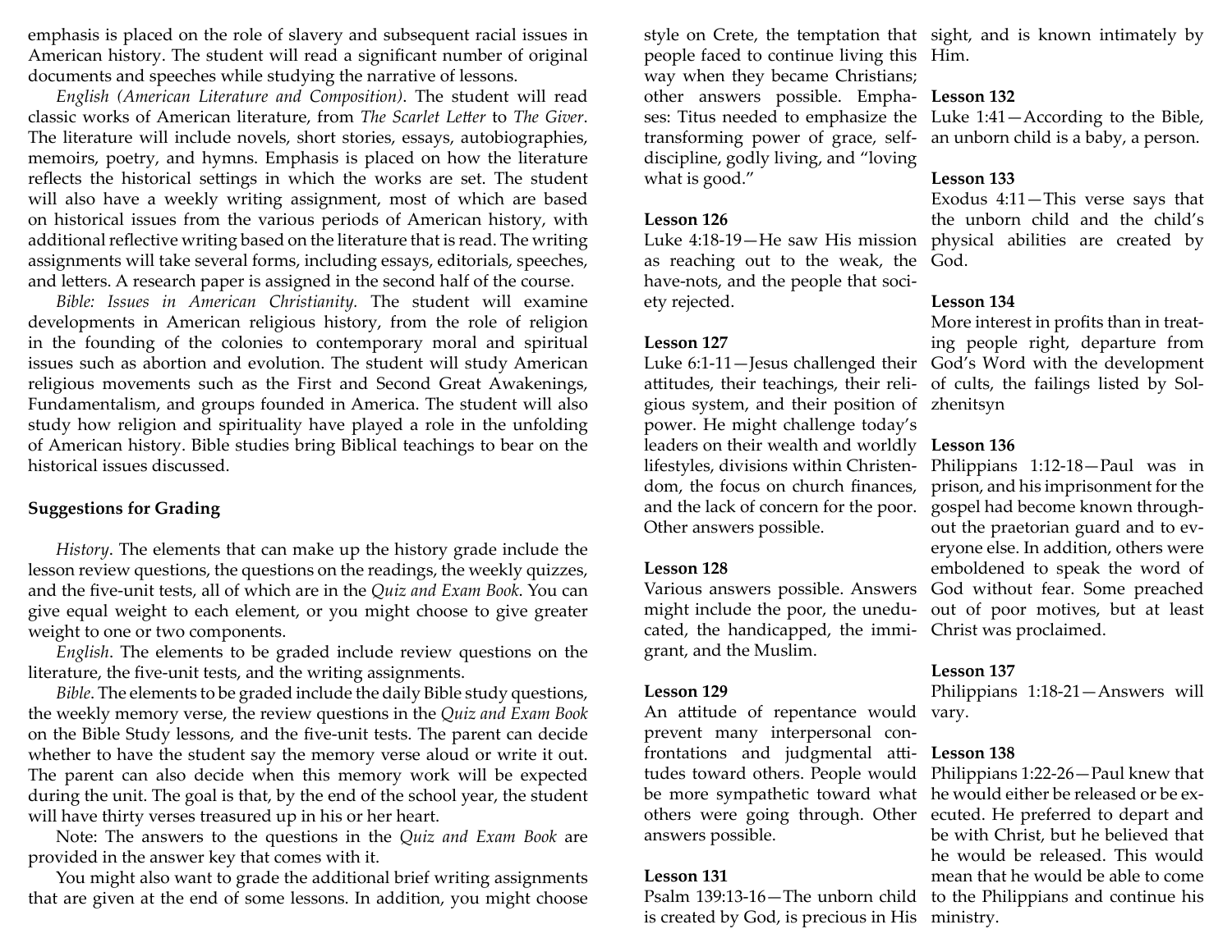emphasis is placed on the role of slavery and subsequent racial issues in American history. The student will read a significant number of original documents and speeches while studying the narrative of lessons.

*English (American Literature and Composition)*. The student will read classic works of American literature, from *The Scarlet Letter* to *The Giver*. The literature will include novels, short stories, essays, autobiographies, memoirs, poetry, and hymns. Emphasis is placed on how the literature reflects the historical settings in which the works are set. The student will also have a weekly writing assignment, most of which are based on historical issues from the various periods of American history, with additional reflective writing based on the literature that is read. The writing assignments will take several forms, including essays, editorials, speeches, and letters. A research paper is assigned in the second half of the course.

*Bible: Issues in American Christianity*. The student will examine developments in American religious history, from the role of religion in the founding of the colonies to contemporary moral and spiritual issues such as abortion and evolution. The student will study American religious movements such as the First and Second Great Awakenings, Fundamentalism, and groups founded in America. The student will also study how religion and spirituality have played a role in the unfolding of American history. Bible studies bring Biblical teachings to bear on the historical issues discussed.

**Suggestions for Grading**

*History*. The elements that can make up the history grade include the lesson review questions, the questions on the readings, the weekly quizzes, and the five-unit tests, all of which are in the *Quiz and Exam Book*. You can give equal weight to each element, or you might choose to give greater weight to one or two components.

*English*. The elements to be graded include review questions on the literature, the five-unit tests, and the writing assignments.

*Bible*. The elements to be graded include the daily Bible study questions, the weekly memory verse, the review questions in the *Quiz and Exam Book* on the Bible Study lessons, and the five-unit tests. The parent can decide whether to have the student say the memory verse aloud or write it out. The parent can also decide when this memory work will be expected during the unit. The goal is that, by the end of the school year, the student will have thirty verses treasured up in his or her heart.

Note: The answers to the questions in the *Quiz and Exam Book* are provided in the answer key that comes with it.

You might also want to grade the additional brief writing assignments that are given at the end of some lessons. In addition, you might choose style on Crete, the temptation that people faced to continue living this way when they became Christians; other answers possible. Emphases: Titus needed to emphasize the transforming power of grace, self-discipline, godly living, and "loving what is good."

**Lesson 126**
Luke 4:18-19—He saw His mission as reaching out to the weak, the have-nots, and the people that society rejected.

**Lesson 127**
Luke 6:1-11—Jesus challenged their attitudes, their teachings, their religious system, and their position of power. He might challenge today's leaders on their wealth and worldly lifestyles, divisions within Christendom, the focus on church finances, and the lack of concern for the poor. Other answers possible.

**Lesson 128**
Various answers possible. Answers might include the poor, the uneducated, the handicapped, the immigrant, and the Muslim.

**Lesson 129**
An attitude of repentance would prevent many interpersonal confrontations and judgmental attitudes toward others. People would be more sympathetic toward what others were going through. Other answers possible.

**Lesson 131**
Psalm 139:13-16—The unborn child is created by God, is precious in His sight, and is known intimately by Him.

**Lesson 132**
Luke 1:41—According to the Bible, an unborn child is a baby, a person.

**Lesson 133**
Exodus 4:11—This verse says that the unborn child and the child's physical abilities are created by God.

**Lesson 134**
More interest in profits than in treating people right, departure from God's Word with the development of cults, the failings listed by Solzhenitsyn

**Lesson 136**
Philippians 1:12-18—Paul was in prison, and his imprisonment for the gospel had become known throughout the praetorian guard and to everyone else. In addition, others were emboldened to speak the word of God without fear. Some preached out of poor motives, but at least Christ was proclaimed.

**Lesson 137**
Philippians 1:18-21—Answers will vary.

**Lesson 138**
Philippians 1:22-26—Paul knew that he would either be released or be executed. He preferred to depart and be with Christ, but he believed that he would be released. This would mean that he would be able to come to the Philippians and continue his ministry.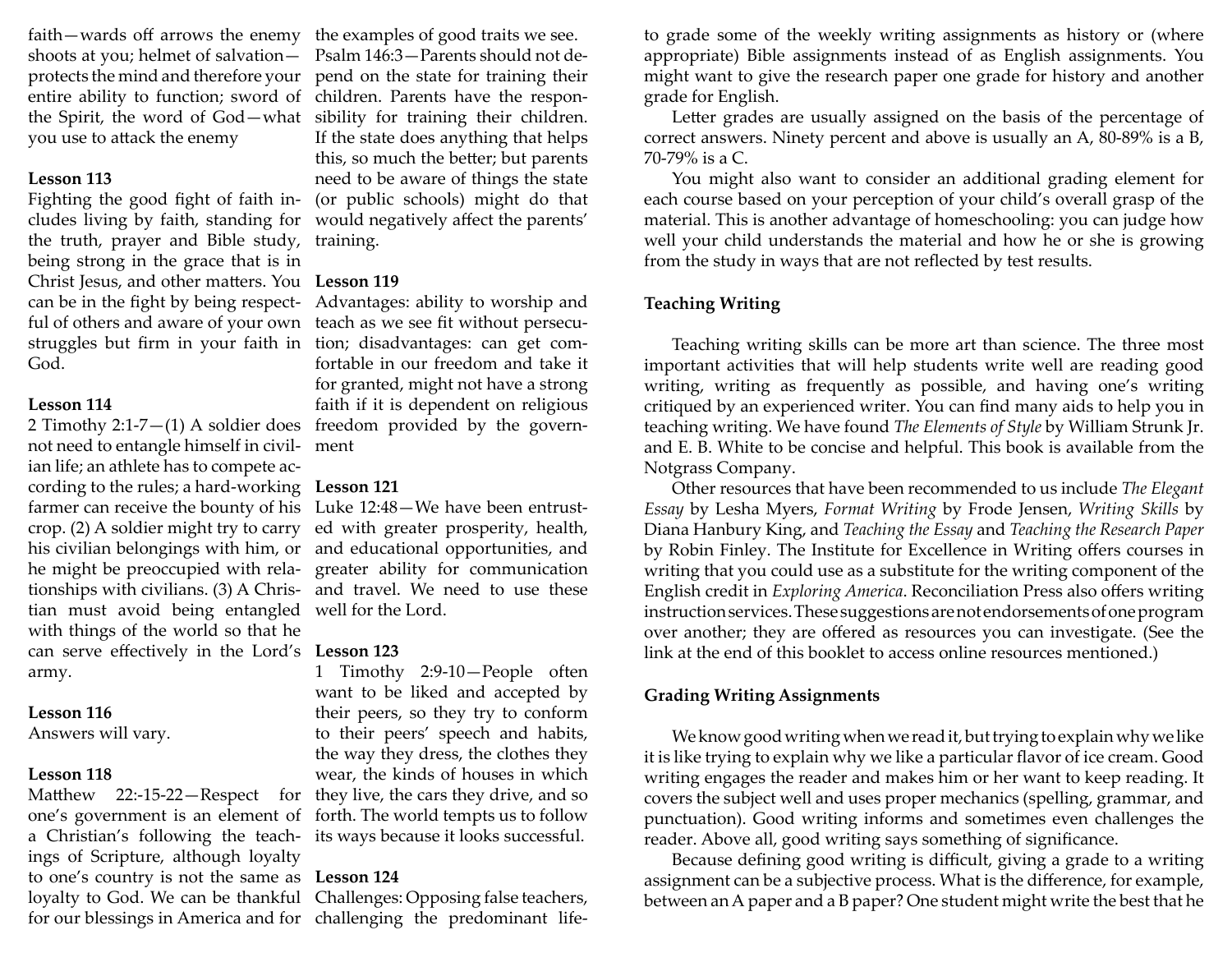faith—wards off arrows the enemy shoots at you; helmet of salvation—protects the mind and therefore your entire ability to function; sword of the Spirit, the word of God—what you use to attack the enemy

**Lesson 113**
Fighting the good fight of faith includes living by faith, standing for the truth, prayer and Bible study, being strong in the grace that is in Christ Jesus, and other matters. You can be in the fight by being respectful of others and aware of your own struggles but firm in your faith in God.

**Lesson 114**
2 Timothy 2:1-7—(1) A soldier does not need to entangle himself in civilian life; an athlete has to compete according to the rules; a hard-working farmer can receive the bounty of his crop. (2) A soldier might try to carry his civilian belongings with him, or he might be preoccupied with relationships with civilians. (3) A Christian must avoid being entangled with things of the world so that he can serve effectively in the Lord's army.

**Lesson 116**
Answers will vary.

**Lesson 118**
Matthew 22:-15-22—Respect for one's government is an element of a Christian's following the teachings of Scripture, although loyalty to one's country is not the same as loyalty to God. We can be thankful for our blessings in America and for the examples of good traits we see. Psalm 146:3—Parents should not depend on the state for training their children. Parents have the responsibility for training their children. If the state does anything that helps this, so much the better; but parents need to be aware of things the state (or public schools) might do that would negatively affect the parents' training.

**Lesson 119**
Advantages: ability to worship and teach as we see fit without persecution; disadvantages: can get comfortable in our freedom and take it for granted, might not have a strong faith if it is dependent on religious freedom provided by the government

**Lesson 121**
Luke 12:48—We have been entrusted with greater prosperity, health, and educational opportunities, and greater ability for communication and travel. We need to use these well for the Lord.

**Lesson 123**
1 Timothy 2:9-10—People often want to be liked and accepted by their peers, so they try to conform to their peers' speech and habits, the way they dress, the clothes they wear, the kinds of houses in which they live, the cars they drive, and so forth. The world tempts us to follow its ways because it looks successful.

**Lesson 124**
Challenges: Opposing false teachers, challenging the predominant life-

to grade some of the weekly writing assignments as history or (where appropriate) Bible assignments instead of as English assignments. You might want to give the research paper one grade for history and another grade for English.

Letter grades are usually assigned on the basis of the percentage of correct answers. Ninety percent and above is usually an A, 80-89% is a B, 70-79% is a C.

You might also want to consider an additional grading element for each course based on your perception of your child's overall grasp of the material. This is another advantage of homeschooling: you can judge how well your child understands the material and how he or she is growing from the study in ways that are not reflected by test results.

**Teaching Writing**

Teaching writing skills can be more art than science. The three most important activities that will help students write well are reading good writing, writing as frequently as possible, and having one's writing critiqued by an experienced writer. You can find many aids to help you in teaching writing. We have found *The Elements of Style* by William Strunk Jr. and E. B. White to be concise and helpful. This book is available from the Notgrass Company.

Other resources that have been recommended to us include *The Elegant Essay* by Lesha Myers, *Format Writing* by Frode Jensen, *Writing Skills* by Diana Hanbury King, and *Teaching the Essay* and *Teaching the Research Paper* by Robin Finley. The Institute for Excellence in Writing offers courses in writing that you could use as a substitute for the writing component of the English credit in *Exploring America*. Reconciliation Press also offers writing instruction services. These suggestions are not endorsements of one program over another; they are offered as resources you can investigate. (See the link at the end of this booklet to access online resources mentioned.)

**Grading Writing Assignments**

We know good writing when we read it, but trying to explain why we like it is like trying to explain why we like a particular flavor of ice cream. Good writing engages the reader and makes him or her want to keep reading. It covers the subject well and uses proper mechanics (spelling, grammar, and punctuation). Good writing informs and sometimes even challenges the reader. Above all, good writing says something of significance.

Because defining good writing is difficult, giving a grade to a writing assignment can be a subjective process. What is the difference, for example, between an A paper and a B paper? One student might write the best that he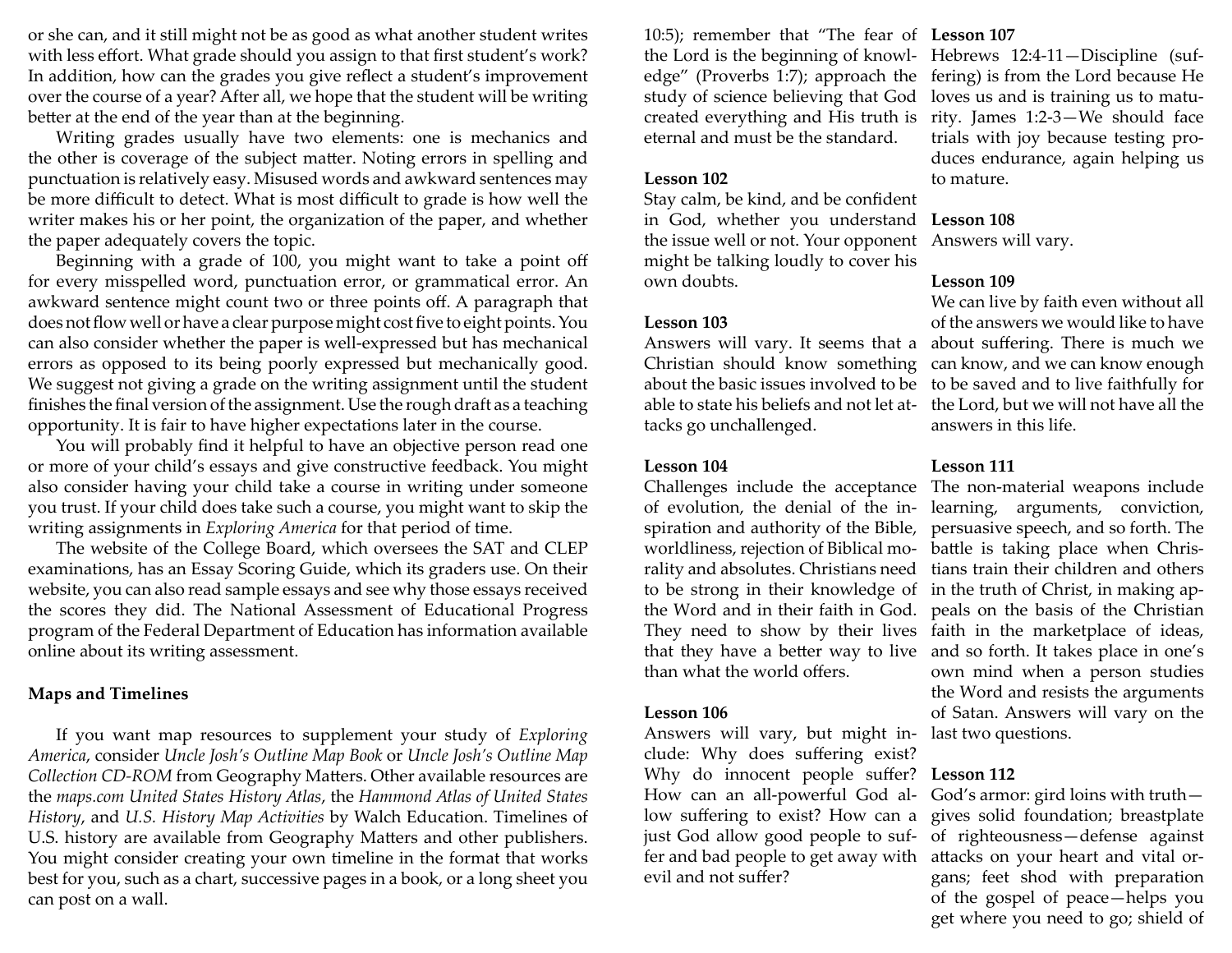or she can, and it still might not be as good as what another student writes with less effort. What grade should you assign to that first student's work? In addition, how can the grades you give reflect a student's improvement over the course of a year? After all, we hope that the student will be writing better at the end of the year than at the beginning.

Writing grades usually have two elements: one is mechanics and the other is coverage of the subject matter. Noting errors in spelling and punctuation is relatively easy. Misused words and awkward sentences may be more difficult to detect. What is most difficult to grade is how well the writer makes his or her point, the organization of the paper, and whether the paper adequately covers the topic.

Beginning with a grade of 100, you might want to take a point off for every misspelled word, punctuation error, or grammatical error. An awkward sentence might count two or three points off. A paragraph that does not flow well or have a clear purpose might cost five to eight points. You can also consider whether the paper is well-expressed but has mechanical errors as opposed to its being poorly expressed but mechanically good. We suggest not giving a grade on the writing assignment until the student finishes the final version of the assignment. Use the rough draft as a teaching opportunity. It is fair to have higher expectations later in the course.

You will probably find it helpful to have an objective person read one or more of your child's essays and give constructive feedback. You might also consider having your child take a course in writing under someone you trust. If your child does take such a course, you might want to skip the writing assignments in *Exploring America* for that period of time.

The website of the College Board, which oversees the SAT and CLEP examinations, has an Essay Scoring Guide, which its graders use. On their website, you can also read sample essays and see why those essays received the scores they did. The National Assessment of Educational Progress program of the Federal Department of Education has information available online about its writing assessment.

**Maps and Timelines**

If you want map resources to supplement your study of *Exploring America*, consider *Uncle Josh's Outline Map Book* or *Uncle Josh's Outline Map Collection CD-ROM* from Geography Matters. Other available resources are the *maps.com United States History Atlas*, the *Hammond Atlas of United States History*, and *U.S. History Map Activities* by Walch Education. Timelines of U.S. history are available from Geography Matters and other publishers. You might consider creating your own timeline in the format that works best for you, such as a chart, successive pages in a book, or a long sheet you can post on a wall.

10:5); remember that "The fear of the Lord is the beginning of knowledge" (Proverbs 1:7); approach the study of science believing that God created everything and His truth is eternal and must be the standard.

**Lesson 102**
Stay calm, be kind, and be confident in God, whether you understand the issue well or not. Your opponent might be talking loudly to cover his own doubts.

**Lesson 103**
Answers will vary. It seems that a Christian should know something about the basic issues involved to be able to state his beliefs and not let attacks go unchallenged.

**Lesson 104**
Challenges include the acceptance of evolution, the denial of the inspiration and authority of the Bible, worldliness, rejection of Biblical morality and absolutes. Christians need to be strong in their knowledge of the Word and in their faith in God. They need to show by their lives that they have a better way to live than what the world offers.

**Lesson 106**
Answers will vary, but might include: Why does suffering exist? Why do innocent people suffer? How can an all-powerful God allow suffering to exist? How can a just God allow good people to suffer and bad people to get away with evil and not suffer?

**Lesson 107**
Hebrews 12:4-11—Discipline (suffering) is from the Lord because He loves us and is training us to maturity. James 1:2-3—We should face trials with joy because testing produces endurance, again helping us to mature.

**Lesson 108**
Answers will vary.

**Lesson 109**
We can live by faith even without all of the answers we would like to have about suffering. There is much we can know, and we can know enough to be saved and to live faithfully for the Lord, but we will not have all the answers in this life.

**Lesson 111**
The non-material weapons include learning, arguments, conviction, persuasive speech, and so forth. The battle is taking place when Christians train their children and others in the truth of Christ, in making appeals on the basis of the Christian faith in the marketplace of ideas, and so forth. It takes place in one's own mind when a person studies the Word and resists the arguments of Satan. Answers will vary on the last two questions.

**Lesson 112**
God's armor: gird loins with truth—gives solid foundation; breastplate of righteousness—defense against attacks on your heart and vital organs; feet shod with preparation of the gospel of peace—helps you get where you need to go; shield of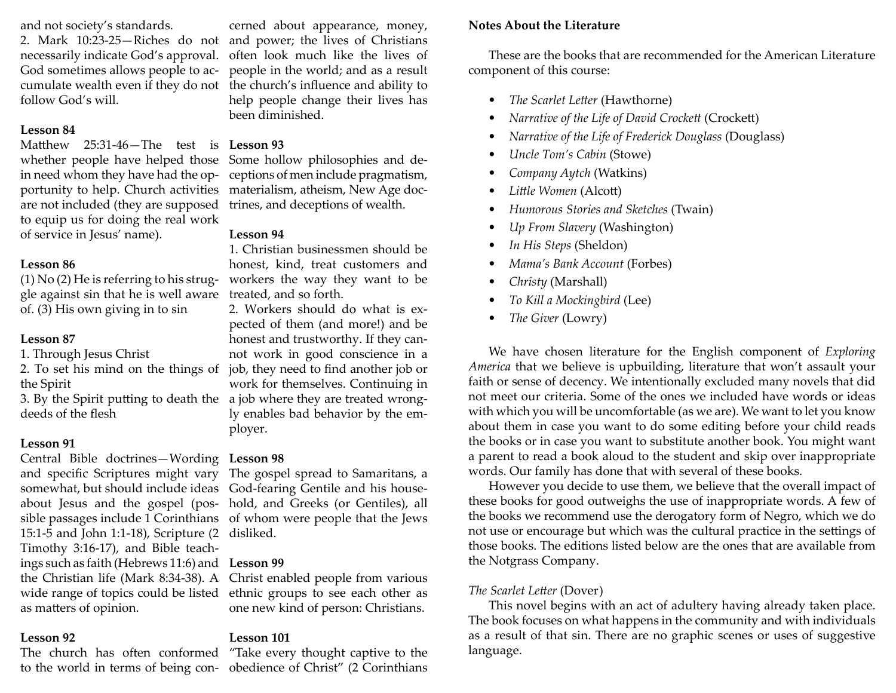and not society's standards.

2. Mark 10:23-25—Riches do not necessarily indicate God's approval. God sometimes allows people to accumulate wealth even if they do not follow God's will.

**Lesson 84**

Matthew 25:31-46—The test is whether people have helped those in need whom they have had the opportunity to help. Church activities are not included (they are supposed to equip us for doing the real work of service in Jesus' name).

**Lesson 86**

(1) No (2) He is referring to his struggle against sin that he is well aware of. (3) His own giving in to sin

**Lesson 87**

1. Through Jesus Christ
2. To set his mind on the things of the Spirit
3. By the Spirit putting to death the deeds of the flesh

**Lesson 91**

Central Bible doctrines—Wording and specific Scriptures might vary somewhat, but should include ideas about Jesus and the gospel (possible passages include 1 Corinthians 15:1-5 and John 1:1-18), Scripture (2 Timothy 3:16-17), and Bible teachings such as faith (Hebrews 11:6) and the Christian life (Mark 8:34-38). A wide range of topics could be listed as matters of opinion.

**Lesson 92**

The church has often conformed to the world in terms of being concerned about appearance, money, and power; the lives of Christians often look much like the lives of people in the world; and as a result the church's influence and ability to help people change their lives has been diminished.

**Lesson 93**

Some hollow philosophies and deceptions of men include pragmatism, materialism, atheism, New Age doctrines, and deceptions of wealth.

**Lesson 94**

1. Christian businessmen should be honest, kind, treat customers and workers the way they want to be treated, and so forth.
2. Workers should do what is expected of them (and more!) and be honest and trustworthy. If they cannot work in good conscience in a job, they need to find another job or work for themselves. Continuing in a job where they are treated wrongly enables bad behavior by the employer.

**Lesson 98**

The gospel spread to Samaritans, a God-fearing Gentile and his household, and Greeks (or Gentiles), all of whom were people that the Jews disliked.

**Lesson 99**

Christ enabled people from various ethnic groups to see each other as one new kind of person: Christians.

**Lesson 101**

"Take every thought captive to the obedience of Christ" (2 Corinthians

**Notes About the Literature**

These are the books that are recommended for the American Literature component of this course:

- *The Scarlet Letter* (Hawthorne)
- *Narrative of the Life of David Crockett* (Crockett)
- *Narrative of the Life of Frederick Douglass* (Douglass)
- *Uncle Tom's Cabin* (Stowe)
- *Company Aytch* (Watkins)
- *Little Women* (Alcott)
- *Humorous Stories and Sketches* (Twain)
- *Up From Slavery* (Washington)
- *In His Steps* (Sheldon)
- *Mama's Bank Account* (Forbes)
- *Christy* (Marshall)
- *To Kill a Mockingbird* (Lee)
- *The Giver* (Lowry)

We have chosen literature for the English component of *Exploring America* that we believe is upbuilding, literature that won't assault your faith or sense of decency. We intentionally excluded many novels that did not meet our criteria. Some of the ones we included have words or ideas with which you will be uncomfortable (as we are). We want to let you know about them in case you want to do some editing before your child reads the books or in case you want to substitute another book. You might want a parent to read a book aloud to the student and skip over inappropriate words. Our family has done that with several of these books.

However you decide to use them, we believe that the overall impact of these books for good outweighs the use of inappropriate words. A few of the books we recommend use the derogatory form of Negro, which we do not use or encourage but which was the cultural practice in the settings of those books. The editions listed below are the ones that are available from the Notgrass Company.

*The Scarlet Letter* (Dover)

This novel begins with an act of adultery having already taken place. The book focuses on what happens in the community and with individuals as a result of that sin. There are no graphic scenes or uses of suggestive language.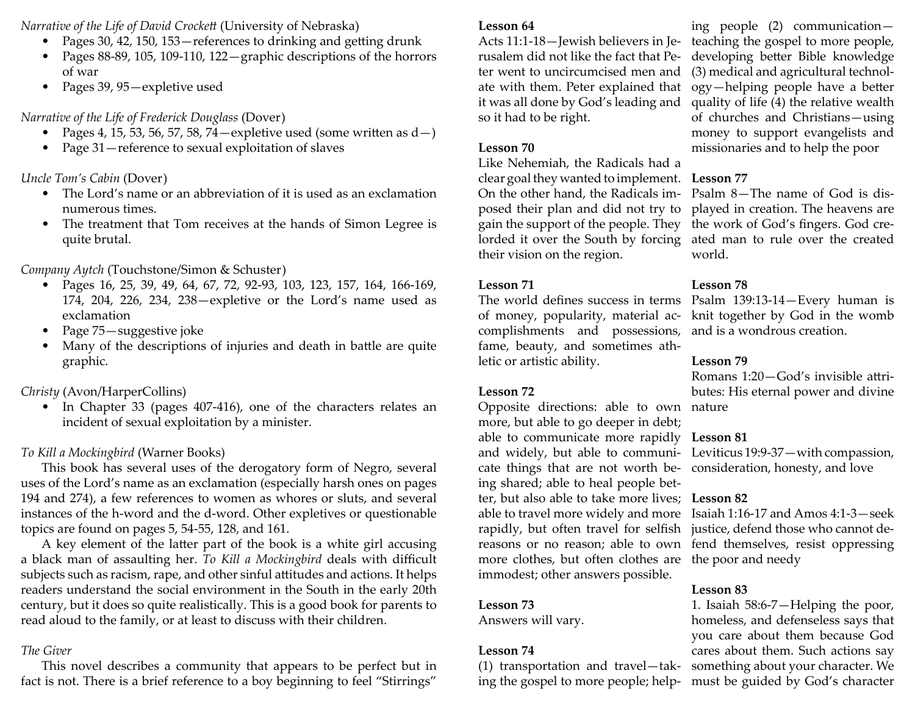*Narrative of the Life of David Crockett* (University of Nebraska)

- Pages 30, 42, 150, 153—references to drinking and getting drunk
- Pages 88-89, 105, 109-110, 122—graphic descriptions of the horrors of war
- Pages 39, 95—expletive used

*Narrative of the Life of Frederick Douglass* (Dover)

- Pages 4, 15, 53, 56, 57, 58, 74—expletive used (some written as d—)
- Page 31—reference to sexual exploitation of slaves

*Uncle Tom's Cabin* (Dover)

- The Lord's name or an abbreviation of it is used as an exclamation numerous times.
- The treatment that Tom receives at the hands of Simon Legree is quite brutal.

*Company Aytch* (Touchstone/Simon & Schuster)

- Pages 16, 25, 39, 49, 64, 67, 72, 92-93, 103, 123, 157, 164, 166-169, 174, 204, 226, 234, 238—expletive or the Lord's name used as exclamation
- Page 75—suggestive joke
- Many of the descriptions of injuries and death in battle are quite graphic.

*Christy* (Avon/HarperCollins)

- In Chapter 33 (pages 407-416), one of the characters relates an incident of sexual exploitation by a minister.

*To Kill a Mockingbird* (Warner Books)

This book has several uses of the derogatory form of Negro, several uses of the Lord's name as an exclamation (especially harsh ones on pages 194 and 274), a few references to women as whores or sluts, and several instances of the h-word and the d-word. Other expletives or questionable topics are found on pages 5, 54-55, 128, and 161.

A key element of the latter part of the book is a white girl accusing a black man of assaulting her. *To Kill a Mockingbird* deals with difficult subjects such as racism, rape, and other sinful attitudes and actions. It helps readers understand the social environment in the South in the early 20th century, but it does so quite realistically. This is a good book for parents to read aloud to the family, or at least to discuss with their children.

*The Giver*

This novel describes a community that appears to be perfect but in fact is not. There is a brief reference to a boy beginning to feel "Stirrings"

**Lesson 64**
Acts 11:1-18—Jewish believers in Jerusalem did not like the fact that Peter went to uncircumcised men and ate with them. Peter explained that it was all done by God's leading and so it had to be right.

**Lesson 70**
Like Nehemiah, the Radicals had a clear goal they wanted to implement. On the other hand, the Radicals imposed their plan and did not try to gain the support of the people. They lorded it over the South by forcing their vision on the region.

**Lesson 71**
The world defines success in terms of money, popularity, material accomplishments and possessions, fame, beauty, and sometimes athletic or artistic ability.

**Lesson 72**
Opposite directions: able to own more, but able to go deeper in debt; able to communicate more rapidly and widely, but able to communicate things that are not worth being shared; able to heal people better, but also able to take more lives; able to travel more widely and more rapidly, but often travel for selfish reasons or no reason; able to own more clothes, but often clothes are immodest; other answers possible.

**Lesson 73**
Answers will vary.

**Lesson 74**
(1) transportation and travel—taking the gospel to more people; helping people (2) communication—teaching the gospel to more people, developing better Bible knowledge (3) medical and agricultural technology—helping people have a better quality of life (4) the relative wealth of churches and Christians—using money to support evangelists and missionaries and to help the poor

**Lesson 77**
Psalm 8—The name of God is displayed in creation. The heavens are the work of God's fingers. God created man to rule over the created world.

**Lesson 78**
Psalm 139:13-14—Every human is knit together by God in the womb and is a wondrous creation.

**Lesson 79**
Romans 1:20—God's invisible attributes: His eternal power and divine nature

**Lesson 81**
Leviticus 19:9-37—with compassion, consideration, honesty, and love

**Lesson 82**
Isaiah 1:16-17 and Amos 4:1-3—seek justice, defend those who cannot defend themselves, resist oppressing the poor and needy

**Lesson 83**
1. Isaiah 58:6-7—Helping the poor, homeless, and defenseless says that you care about them because God cares about them. Such actions say something about your character. We must be guided by God's character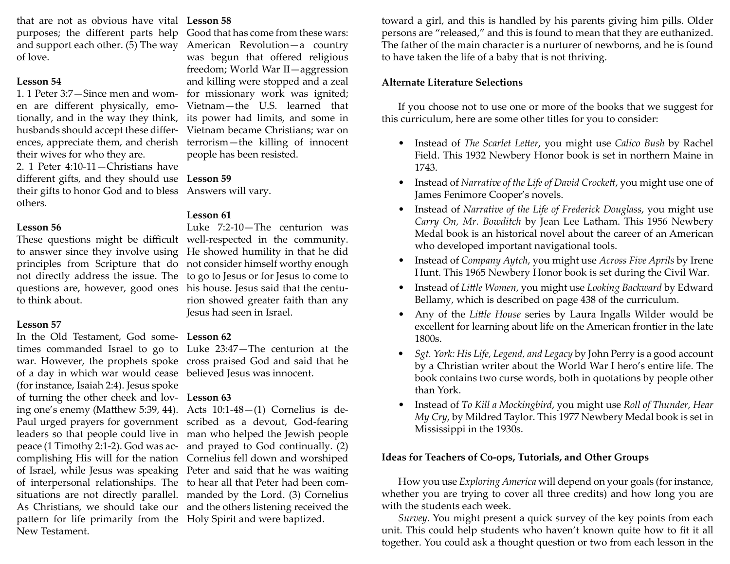that are not as obvious have vital purposes; the different parts help and support each other. (5) The way of love.

**Lesson 54**

1. 1 Peter 3:7—Since men and women are different physically, emotionally, and in the way they think, husbands should accept these differences, appreciate them, and cherish their wives for who they are.
2. 1 Peter 4:10-11—Christians have different gifts, and they should use their gifts to honor God and to bless others.

**Lesson 56**

These questions might be difficult to answer since they involve using principles from Scripture that do not directly address the issue. The questions are, however, good ones to think about.

**Lesson 57**

In the Old Testament, God sometimes commanded Israel to go to war. However, the prophets spoke of a day in which war would cease (for instance, Isaiah 2:4). Jesus spoke of turning the other cheek and loving one's enemy (Matthew 5:39, 44). Paul urged prayers for government leaders so that people could live in peace (1 Timothy 2:1-2). God was accomplishing His will for the nation of Israel, while Jesus was speaking of interpersonal relationships. The situations are not directly parallel. As Christians, we should take our pattern for life primarily from the New Testament.

**Lesson 58**

Good that has come from these wars: American Revolution—a country was begun that offered religious freedom; World War II—aggression and killing were stopped and a zeal for missionary work was ignited; Vietnam—the U.S. learned that its power had limits, and some in Vietnam became Christians; war on terrorism—the killing of innocent people has been resisted.

**Lesson 59**

Answers will vary.

**Lesson 61**

Luke 7:2-10—The centurion was well-respected in the community. He showed humility in that he did not consider himself worthy enough to go to Jesus or for Jesus to come to his house. Jesus said that the centurion showed greater faith than any Jesus had seen in Israel.

**Lesson 62**

Luke 23:47—The centurion at the cross praised God and said that he believed Jesus was innocent.

**Lesson 63**

Acts 10:1-48—(1) Cornelius is described as a devout, God-fearing man who helped the Jewish people and prayed to God continually. (2) Cornelius fell down and worshiped Peter and said that he was waiting to hear all that Peter had been commanded by the Lord. (3) Cornelius and the others listening received the Holy Spirit and were baptized.

toward a girl, and this is handled by his parents giving him pills. Older persons are "released," and this is found to mean that they are euthanized. The father of the main character is a nurturer of newborns, and he is found to have taken the life of a baby that is not thriving.

**Alternate Literature Selections**

If you choose not to use one or more of the books that we suggest for this curriculum, here are some other titles for you to consider:

- Instead of *The Scarlet Letter*, you might use *Calico Bush* by Rachel Field. This 1932 Newbery Honor book is set in northern Maine in 1743.
- Instead of *Narrative of the Life of David Crockett*, you might use one of James Fenimore Cooper's novels.
- Instead of *Narrative of the Life of Frederick Douglass*, you might use *Carry On, Mr. Bowditch* by Jean Lee Latham. This 1956 Newbery Medal book is an historical novel about the career of an American who developed important navigational tools.
- Instead of *Company Aytch*, you might use *Across Five Aprils* by Irene Hunt. This 1965 Newbery Honor book is set during the Civil War.
- Instead of *Little Women*, you might use *Looking Backward* by Edward Bellamy, which is described on page 438 of the curriculum.
- Any of the *Little House* series by Laura Ingalls Wilder would be excellent for learning about life on the American frontier in the late 1800s.
- *Sgt. York: His Life, Legend, and Legacy* by John Perry is a good account by a Christian writer about the World War I hero's entire life. The book contains two curse words, both in quotations by people other than York.
- Instead of *To Kill a Mockingbird*, you might use *Roll of Thunder, Hear My Cry*, by Mildred Taylor. This 1977 Newbery Medal book is set in Mississippi in the 1930s.

**Ideas for Teachers of Co-ops, Tutorials, and Other Groups**

How you use *Exploring America* will depend on your goals (for instance, whether you are trying to cover all three credits) and how long you are with the students each week.

*Survey*. You might present a quick survey of the key points from each unit. This could help students who haven't known quite how to fit it all together. You could ask a thought question or two from each lesson in the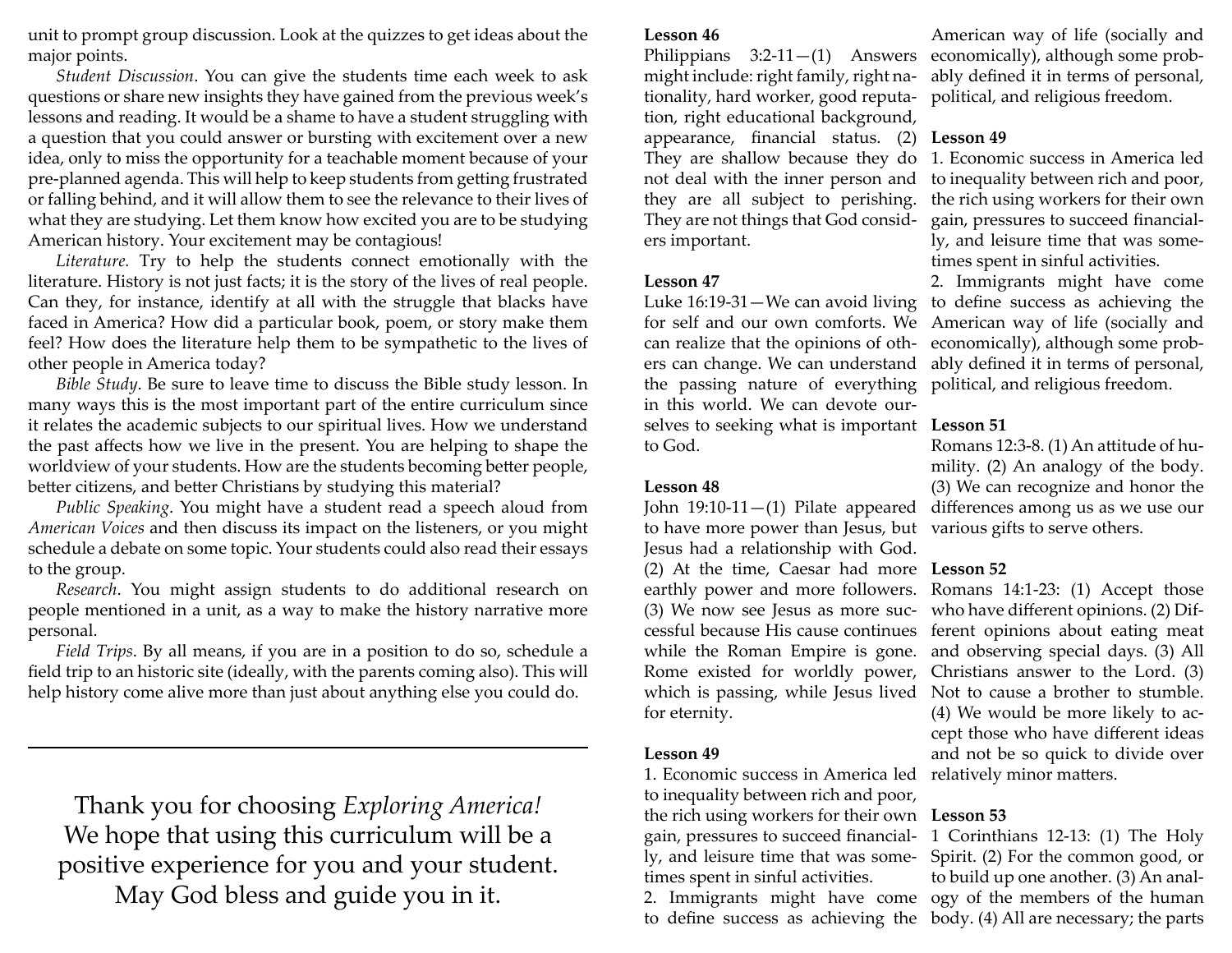unit to prompt group discussion. Look at the quizzes to get ideas about the major points.

*Student Discussion*. You can give the students time each week to ask questions or share new insights they have gained from the previous week's lessons and reading. It would be a shame to have a student struggling with a question that you could answer or bursting with excitement over a new idea, only to miss the opportunity for a teachable moment because of your pre-planned agenda. This will help to keep students from getting frustrated or falling behind, and it will allow them to see the relevance to their lives of what they are studying. Let them know how excited you are to be studying American history. Your excitement may be contagious!

*Literature*. Try to help the students connect emotionally with the literature. History is not just facts; it is the story of the lives of real people. Can they, for instance, identify at all with the struggle that blacks have faced in America? How did a particular book, poem, or story make them feel? How does the literature help them to be sympathetic to the lives of other people in America today?

*Bible Study*. Be sure to leave time to discuss the Bible study lesson. In many ways this is the most important part of the entire curriculum since it relates the academic subjects to our spiritual lives. How we understand the past affects how we live in the present. You are helping to shape the worldview of your students. How are the students becoming better people, better citizens, and better Christians by studying this material?

*Public Speaking*. You might have a student read a speech aloud from *American Voices* and then discuss its impact on the listeners, or you might schedule a debate on some topic. Your students could also read their essays to the group.

*Research*. You might assign students to do additional research on people mentioned in a unit, as a way to make the history narrative more personal.

*Field Trips*. By all means, if you are in a position to do so, schedule a field trip to an historic site (ideally, with the parents coming also). This will help history come alive more than just about anything else you could do.

---

Thank you for choosing *Exploring America!* We hope that using this curriculum will be a positive experience for you and your student. May God bless and guide you in it.

**Lesson 46**

Philippians 3:2-11—(1) Answers might include: right family, right nationality, hard worker, good reputation, right educational background, appearance, financial status. (2) They are shallow because they do not deal with the inner person and they are all subject to perishing. They are not things that God considers important.

**Lesson 47**

Luke 16:19-31—We can avoid living for self and our own comforts. We can realize that the opinions of others can change. We can understand the passing nature of everything in this world. We can devote ourselves to seeking what is important to God.

**Lesson 48**

John 19:10-11—(1) Pilate appeared to have more power than Jesus, but Jesus had a relationship with God. (2) At the time, Caesar had more earthly power and more followers. (3) We now see Jesus as more successful because His cause continues while the Roman Empire is gone. Rome existed for worldly power, which is passing, while Jesus lived for eternity.

**Lesson 49**

1. Economic success in America led to inequality between rich and poor, the rich using workers for their own gain, pressures to succeed financially, and leisure time that was sometimes spent in sinful activities.
2. Immigrants might have come to define success as achieving the American way of life (socially and economically), although some probably defined it in terms of personal, political, and religious freedom.

**Lesson 49**

1. Economic success in America led to inequality between rich and poor, the rich using workers for their own gain, pressures to succeed financially, and leisure time that was sometimes spent in sinful activities.
2. Immigrants might have come to define success as achieving the American way of life (socially and economically), although some probably defined it in terms of personal, political, and religious freedom.

**Lesson 51**

Romans 12:3-8. (1) An attitude of humility. (2) An analogy of the body. (3) We can recognize and honor the differences among us as we use our various gifts to serve others.

**Lesson 52**

Romans 14:1-23: (1) Accept those who have different opinions. (2) Different opinions about eating meat and observing special days. (3) All Christians answer to the Lord. (3) Not to cause a brother to stumble. (4) We would be more likely to accept those who have different ideas and not be so quick to divide over relatively minor matters.

**Lesson 53**

1 Corinthians 12-13: (1) The Holy Spirit. (2) For the common good, or to build up one another. (3) An analogy of the members of the human body. (4) All are necessary; the parts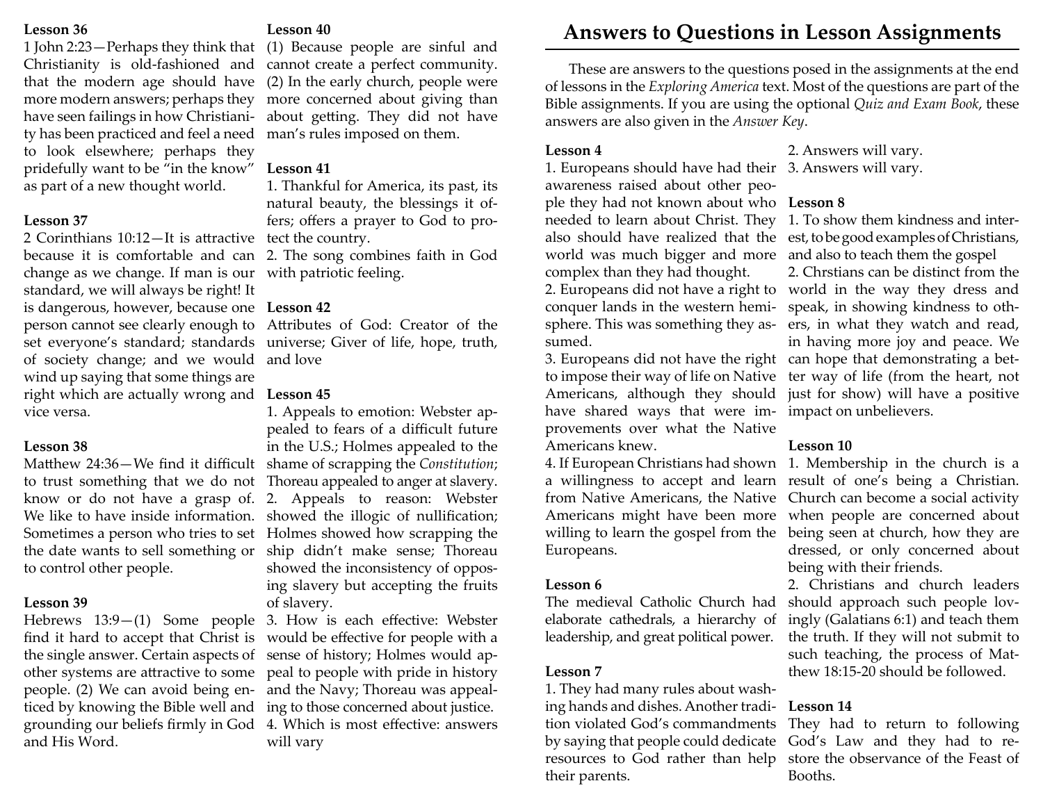**Lesson 36**
1 John 2:23—Perhaps they think that Christianity is old-fashioned and that the modern age should have more modern answers; perhaps they have seen failings in how Christianity has been practiced and feel a need to look elsewhere; perhaps they pridefully want to be "in the know" as part of a new thought world.

**Lesson 37**
2 Corinthians 10:12—It is attractive because it is comfortable and can change as we change. If man is our standard, we will always be right! It is dangerous, however, because one person cannot see clearly enough to set everyone's standard; standards of society change; and we would wind up saying that some things are right which are actually wrong and vice versa.

**Lesson 38**
Matthew 24:36—We find it difficult to trust something that we do not know or do not have a grasp of. We like to have inside information. Sometimes a person who tries to set the date wants to sell something or to control other people.

**Lesson 39**
Hebrews 13:9—(1) Some people find it hard to accept that Christ is the single answer. Certain aspects of other systems are attractive to some people. (2) We can avoid being enticed by knowing the Bible well and grounding our beliefs firmly in God and His Word.

**Lesson 40**
(1) Because people are sinful and cannot create a perfect community. (2) In the early church, people were more concerned about giving than about getting. They did not have man's rules imposed on them.

**Lesson 41**
1. Thankful for America, its past, its natural beauty, the blessings it offers; offers a prayer to God to protect the country.
2. The song combines faith in God with patriotic feeling.

**Lesson 42**
Attributes of God: Creator of the universe; Giver of life, hope, truth, and love

**Lesson 45**
1. Appeals to emotion: Webster appealed to fears of a difficult future in the U.S.; Holmes appealed to the shame of scrapping the *Constitution*; Thoreau appealed to anger at slavery.
2. Appeals to reason: Webster showed the illogic of nullification; Holmes showed how scrapping the ship didn't make sense; Thoreau showed the inconsistency of opposing slavery but accepting the fruits of slavery.
3. How is each effective: Webster would be effective for people with a sense of history; Holmes would appeal to people with pride in history and the Navy; Thoreau was appealing to those concerned about justice.
4. Which is most effective: answers will vary

# Answers to Questions in Lesson Assignments

These are answers to the questions posed in the assignments at the end of lessons in the *Exploring America* text. Most of the questions are part of the Bible assignments. If you are using the optional *Quiz and Exam Book*, these answers are also given in the *Answer Key*.

**Lesson 4**
1. Europeans should have had their awareness raised about other people they had not known about who needed to learn about Christ. They also should have realized that the world was much bigger and more complex than they had thought.
2. Europeans did not have a right to conquer lands in the western hemisphere. This was something they assumed.
3. Europeans did not have the right to impose their way of life on Native Americans, although they should have shared ways that were improvements over what the Native Americans knew.
4. If European Christians had shown a willingness to accept and learn from Native Americans, the Native Americans might have been more willing to learn the gospel from the Europeans.

**Lesson 6**
The medieval Catholic Church had elaborate cathedrals, a hierarchy of leadership, and great political power.

**Lesson 7**
1. They had many rules about washing hands and dishes. Another tradition violated God's commandments by saying that people could dedicate resources to God rather than help their parents.
2. Answers will vary.
3. Answers will vary.

**Lesson 8**
1. To show them kindness and interest, to be good examples of Christians, and also to teach them the gospel
2. Chrstians can be distinct from the world in the way they dress and speak, in showing kindness to others, in what they watch and read, in having more joy and peace. We can hope that demonstrating a better way of life (from the heart, not just for show) will have a positive impact on unbelievers.

**Lesson 10**
1. Membership in the church is a result of one's being a Christian. Church can become a social activity when people are concerned about being seen at church, how they are dressed, or only concerned about being with their friends.
2. Christians and church leaders should approach such people lovingly (Galatians 6:1) and teach them the truth. If they will not submit to such teaching, the process of Matthew 18:15-20 should be followed.

**Lesson 14**
They had to return to following God's Law and they had to restore the observance of the Feast of Booths.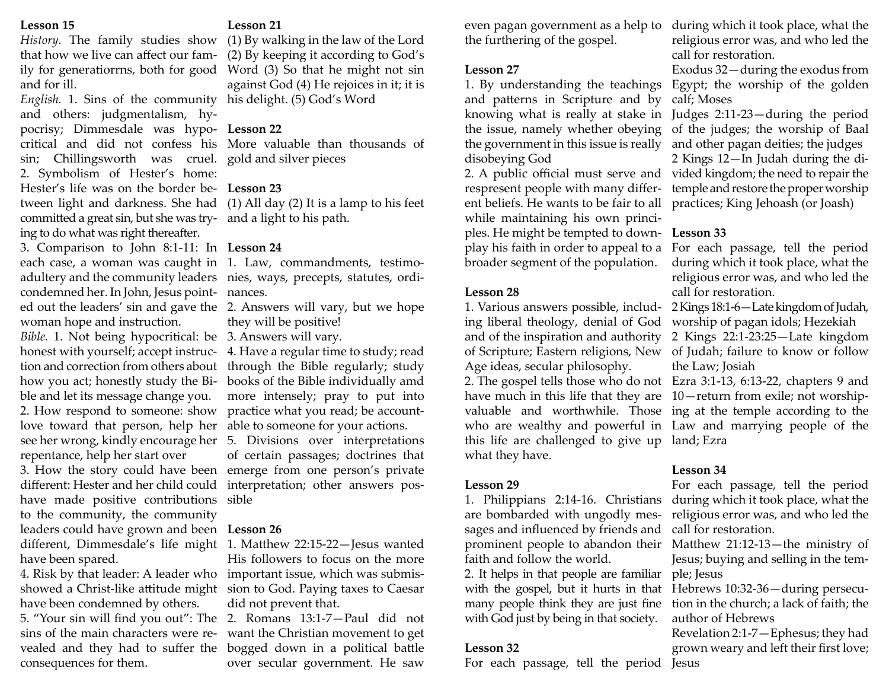**Lesson 15**

*History.* The family studies show that how we live can affect our family for generatiorrns, both for good and for ill.

*English.* 1. Sins of the community and others: judgmentalism, hypocrisy; Dimmesdale was hypocritical and did not confess his sin; Chillingsworth was cruel.
2. Symbolism of Hester's home: Hester's life was on the border between light and darkness. She had committed a great sin, but she was trying to do what was right thereafter.
3. Comparison to John 8:1-11: In each case, a woman was caught in adultery and the community leaders condemned her. In John, Jesus pointed out the leaders' sin and gave the woman hope and instruction.

*Bible.* 1. Not being hypocritical: be honest with yourself; accept instruction and correction from others about how you act; honestly study the Bible and let its message change you.
2. How respond to someone: show love toward that person, help her see her wrong, kindly encourage her repentance, help her start over
3. How the story could have been different: Hester and her child could have made positive contributions to the community, the community leaders could have grown and been different, Dimmesdale's life might have been spared.
4. Risk by that leader: A leader who showed a Christ-like attitude might have been condemned by others.
5. "Your sin will find you out": The sins of the main characters were revealed and they had to suffer the consequences for them.

**Lesson 21**

(1) By walking in the law of the Lord (2) By keeping it according to God's Word (3) So that he might not sin against God (4) He rejoices in it; it is his delight. (5) God's Word

**Lesson 22**

More valuable than thousands of gold and silver pieces

**Lesson 23**

(1) All day (2) It is a lamp to his feet and a light to his path.

**Lesson 24**

1. Law, commandments, testimonies, ways, precepts, statutes, ordinances.
2. Answers will vary, but we hope they will be positive!
3. Answers will vary.
4. Have a regular time to study; read through the Bible regularly; study books of the Bible individually amd more intensely; pray to put into practice what you read; be accountable to someone for your actions.
5. Divisions over interpretations of certain passages; doctrines that emerge from one person's private interpretation; other answers possible

**Lesson 26**

1. Matthew 22:15-22—Jesus wanted His followers to focus on the more important issue, which was submission to God. Paying taxes to Caesar did not prevent that.
2. Romans 13:1-7—Paul did not want the Christian movement to get bogged down in a political battle over secular government. He saw even pagan government as a help to the furthering of the gospel.

**Lesson 27**

1. By understanding the teachings and patterns in Scripture and by knowing what is really at stake in the issue, namely whether obeying the government in this issue is really disobeying God
2. A public official must serve and respresent people with many different beliefs. He wants to be fair to all while maintaining his own principles. He might be tempted to downplay his faith in order to appeal to a broader segment of the population.

**Lesson 28**

1. Various answers possible, including liberal theology, denial of God and of the inspiration and authority of Scripture; Eastern religions, New Age ideas, secular philosophy.
2. The gospel tells those who do not have much in this life that they are valuable and worthwhile. Those who are wealthy and powerful in this life are challenged to give up what they have.

**Lesson 29**

1. Philippians 2:14-16. Christians are bombarded with ungodly messages and influenced by friends and prominent people to abandon their faith and follow the world.
2. It helps in that people are familiar with the gospel, but it hurts in that many people think they are just fine with God just by being in that society.

**Lesson 32**

For each passage, tell the period during which it took place, what the religious error was, and who led the call for restoration.

Exodus 32—during the exodus from Egypt; the worship of the golden calf; Moses

Judges 2:11-23—during the period of the judges; the worship of Baal and other pagan deities; the judges

2 Kings 12—In Judah during the divided kingdom; the need to repair the temple and restore the proper worship practices; King Jehoash (or Joash)

**Lesson 33**

For each passage, tell the period during which it took place, what the religious error was, and who led the call for restoration.

2 Kings 18:1-6—Late kingdom of Judah, worship of pagan idols; Hezekiah

2 Kings 22:1-23:25—Late kingdom of Judah; failure to know or follow the Law; Josiah

Ezra 3:1-13, 6:13-22, chapters 9 and 10—return from exile; not worshiping at the temple according to the Law and marrying people of the land; Ezra

**Lesson 34**

For each passage, tell the period during which it took place, what the religious error was, and who led the call for restoration.

Matthew 21:12-13—the ministry of Jesus; buying and selling in the temple; Jesus

Hebrews 10:32-36—during persecution in the church; a lack of faith; the author of Hebrews

Revelation 2:1-7—Ephesus; they had grown weary and left their first love; Jesus